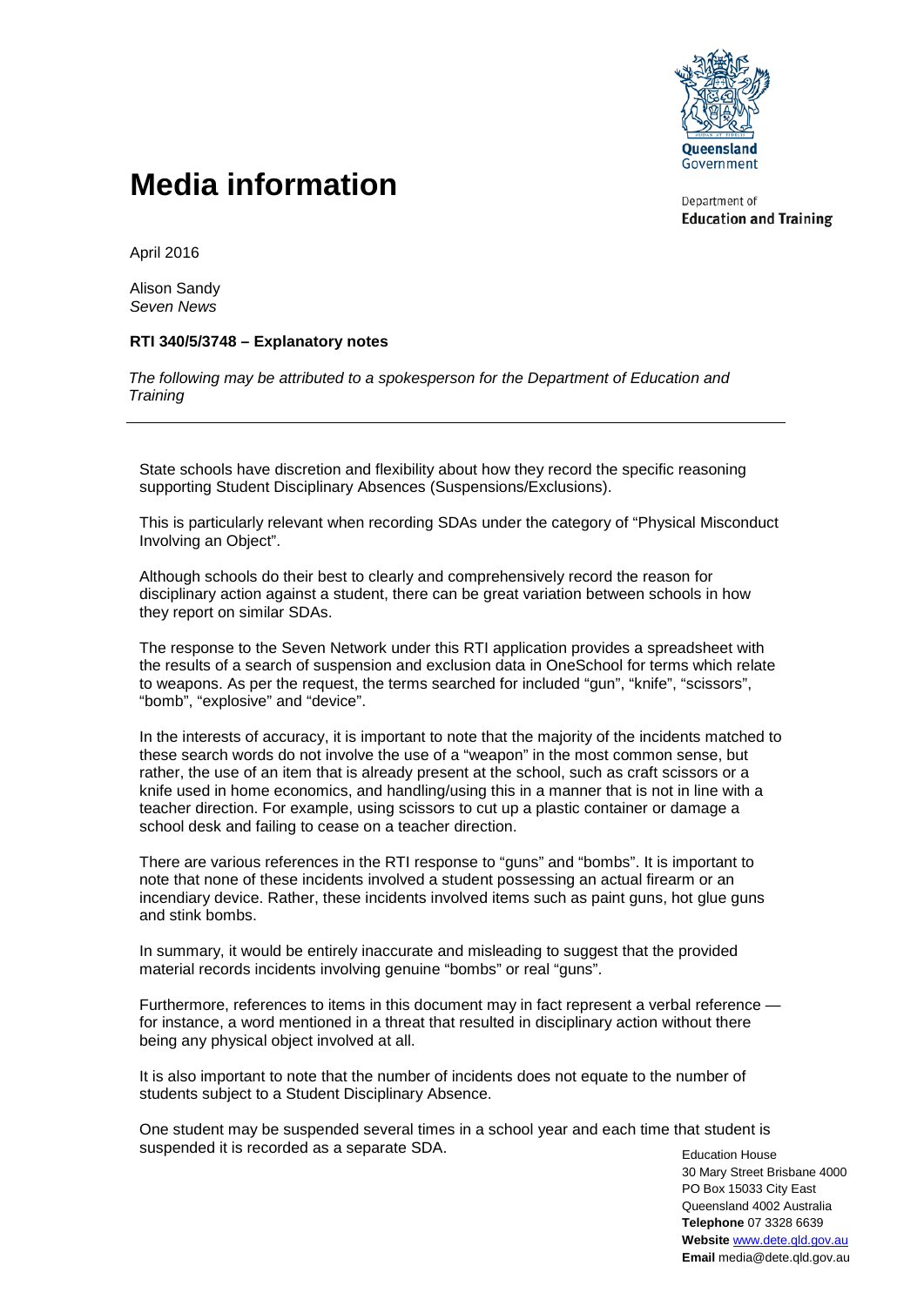Queensland Government

Department of **Education and Training**

# Media information

April 2016

Alison Sandy
*Seven News*

**RTI 340/5/3748 – Explanatory notes**

*The following may be attributed to a spokesperson for the Department of Education and Training*

---

State schools have discretion and flexibility about how they record the specific reasoning supporting Student Disciplinary Absences (Suspensions/Exclusions).

This is particularly relevant when recording SDAs under the category of "Physical Misconduct Involving an Object".

Although schools do their best to clearly and comprehensively record the reason for disciplinary action against a student, there can be great variation between schools in how they report on similar SDAs.

The response to the Seven Network under this RTI application provides a spreadsheet with the results of a search of suspension and exclusion data in OneSchool for terms which relate to weapons. As per the request, the terms searched for included "gun", "knife", "scissors", "bomb", "explosive" and "device".

In the interests of accuracy, it is important to note that the majority of the incidents matched to these search words do not involve the use of a "weapon" in the most common sense, but rather, the use of an item that is already present at the school, such as craft scissors or a knife used in home economics, and handling/using this in a manner that is not in line with a teacher direction. For example, using scissors to cut up a plastic container or damage a school desk and failing to cease on a teacher direction.

There are various references in the RTI response to "guns" and "bombs". It is important to note that none of these incidents involved a student possessing an actual firearm or an incendiary device. Rather, these incidents involved items such as paint guns, hot glue guns and stink bombs.

In summary, it would be entirely inaccurate and misleading to suggest that the provided material records incidents involving genuine "bombs" or real "guns".

Furthermore, references to items in this document may in fact represent a verbal reference — for instance, a word mentioned in a threat that resulted in disciplinary action without there being any physical object involved at all.

It is also important to note that the number of incidents does not equate to the number of students subject to a Student Disciplinary Absence.

One student may be suspended several times in a school year and each time that student is suspended it is recorded as a separate SDA.

Education House
30 Mary Street Brisbane 4000
PO Box 15033 City East
Queensland 4002 Australia
**Telephone** 07 3328 6639
**Website** www.dete.qld.gov.au
**Email** media@dete.qld.gov.au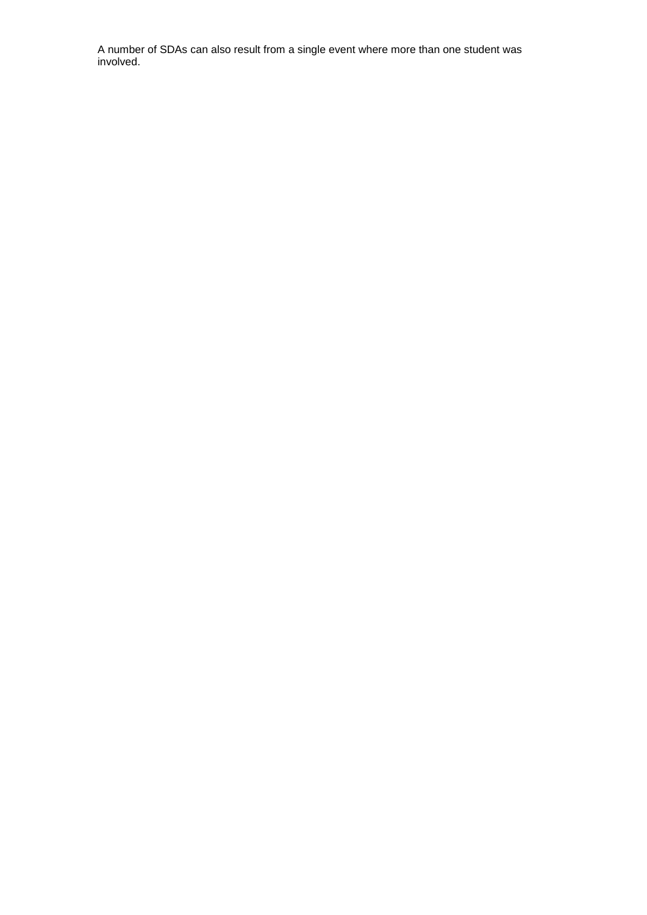A number of SDAs can also result from a single event where more than one student was involved.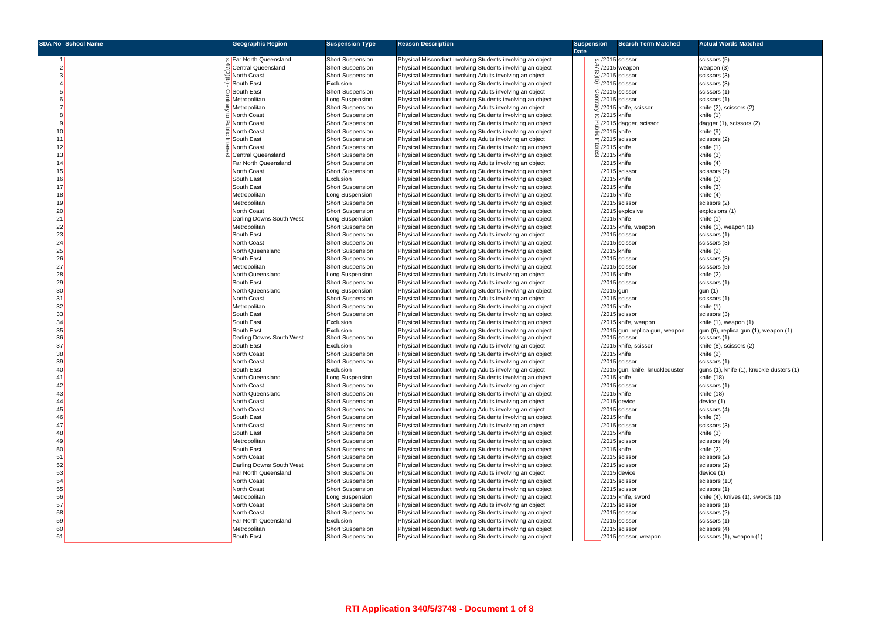| SDA No | School Name | Geographic Region | Suspension Type | Reason Description | Suspension Date | Search Term Matched | Actual Words Matched |
|---|---|---|---|---|---|---|---|
| 1 | s.47(3)(b) - Contrary to Public Interest | Far North Queensland | Short Suspension | Physical Misconduct involving Students involving an object | s.47(3)(b) - Contrary to Public Interest /2015 | scissor | scissors (5) |
| 2 | | Central Queensland | Short Suspension | Physical Misconduct involving Students involving an object | /2015 | weapon | weapon (3) |
| 3 | | North Coast | Short Suspension | Physical Misconduct involving Adults involving an object | /2015 | scissor | scissors (3) |
| 4 | | South East | Exclusion | Physical Misconduct involving Students involving an object | /2015 | scissor | scissors (3) |
| 5 | | South East | Short Suspension | Physical Misconduct involving Adults involving an object | /2015 | scissor | scissors (1) |
| 6 | | Metropolitan | Long Suspension | Physical Misconduct involving Students involving an object | /2015 | scissor | scissors (1) |
| 7 | | Metropolitan | Short Suspension | Physical Misconduct involving Adults involving an object | /2015 | knife, scissor | knife (2), scissors (2) |
| 8 | | North Coast | Short Suspension | Physical Misconduct involving Students involving an object | /2015 | knife | knife (1) |
| 9 | | North Coast | Short Suspension | Physical Misconduct involving Students involving an object | /2015 | dagger, scissor | dagger (1), scissors (2) |
| 10 | | North Coast | Short Suspension | Physical Misconduct involving Students involving an object | /2015 | knife | knife (9) |
| 11 | | South East | Short Suspension | Physical Misconduct involving Adults involving an object | /2015 | scissor | scissors (2) |
| 12 | | North Coast | Short Suspension | Physical Misconduct involving Students involving an object | /2015 | knife | knife (1) |
| 13 | | Central Queensland | Short Suspension | Physical Misconduct involving Students involving an object | /2015 | knife | knife (3) |
| 14 | | Far North Queensland | Short Suspension | Physical Misconduct involving Adults involving an object | /2015 | knife | knife (4) |
| 15 | | North Coast | Short Suspension | Physical Misconduct involving Students involving an object | /2015 | scissor | scissors (2) |
| 16 | | South East | Exclusion | Physical Misconduct involving Students involving an object | /2015 | knife | knife (3) |
| 17 | | South East | Short Suspension | Physical Misconduct involving Students involving an object | /2015 | knife | knife (3) |
| 18 | | Metropolitan | Long Suspension | Physical Misconduct involving Students involving an object | /2015 | knife | knife (4) |
| 19 | | Metropolitan | Short Suspension | Physical Misconduct involving Students involving an object | /2015 | scissor | scissors (2) |
| 20 | | North Coast | Short Suspension | Physical Misconduct involving Students involving an object | /2015 | explosive | explosions (1) |
| 21 | | Darling Downs South West | Long Suspension | Physical Misconduct involving Students involving an object | /2015 | knife | knife (1) |
| 22 | | Metropolitan | Short Suspension | Physical Misconduct involving Students involving an object | /2015 | knife, weapon | knife (1), weapon (1) |
| 23 | | South East | Short Suspension | Physical Misconduct involving Adults involving an object | /2015 | scissor | scissors (1) |
| 24 | | North Coast | Short Suspension | Physical Misconduct involving Students involving an object | /2015 | scissor | scissors (3) |
| 25 | | North Queensland | Short Suspension | Physical Misconduct involving Students involving an object | /2015 | knife | knife (2) |
| 26 | | South East | Short Suspension | Physical Misconduct involving Students involving an object | /2015 | scissor | scissors (3) |
| 27 | | Metropolitan | Short Suspension | Physical Misconduct involving Students involving an object | /2015 | scissor | scissors (5) |
| 28 | | North Queensland | Long Suspension | Physical Misconduct involving Adults involving an object | /2015 | knife | knife (2) |
| 29 | | South East | Short Suspension | Physical Misconduct involving Adults involving an object | /2015 | scissor | scissors (1) |
| 30 | | North Queensland | Long Suspension | Physical Misconduct involving Students involving an object | /2015 | gun | gun (1) |
| 31 | | North Coast | Short Suspension | Physical Misconduct involving Adults involving an object | /2015 | scissor | scissors (1) |
| 32 | | Metropolitan | Short Suspension | Physical Misconduct involving Students involving an object | /2015 | knife | knife (1) |
| 33 | | South East | Short Suspension | Physical Misconduct involving Students involving an object | /2015 | scissor | scissors (3) |
| 34 | | South East | Exclusion | Physical Misconduct involving Students involving an object | /2015 | knife, weapon | knife (1), weapon (1) |
| 35 | | South East | Exclusion | Physical Misconduct involving Students involving an object | /2015 | gun, replica gun, weapon | gun (6), replica gun (1), weapon (1) |
| 36 | | Darling Downs South West | Short Suspension | Physical Misconduct involving Students involving an object | /2015 | scissor | scissors (1) |
| 37 | | South East | Exclusion | Physical Misconduct involving Adults involving an object | /2015 | knife, scissor | knife (8), scissors (2) |
| 38 | | North Coast | Short Suspension | Physical Misconduct involving Students involving an object | /2015 | knife | knife (2) |
| 39 | | North Coast | Short Suspension | Physical Misconduct involving Students involving an object | /2015 | scissor | scissors (1) |
| 40 | | South East | Exclusion | Physical Misconduct involving Adults involving an object | /2015 | gun, knife, knuckleduster | guns (1), knife (1), knuckle dusters (1) |
| 41 | | North Queensland | Long Suspension | Physical Misconduct involving Students involving an object | /2015 | knife | knife (18) |
| 42 | | North Coast | Short Suspension | Physical Misconduct involving Adults involving an object | /2015 | scissor | scissors (1) |
| 43 | | North Queensland | Short Suspension | Physical Misconduct involving Students involving an object | /2015 | knife | knife (18) |
| 44 | | North Coast | Short Suspension | Physical Misconduct involving Adults involving an object | /2015 | device | device (1) |
| 45 | | North Coast | Short Suspension | Physical Misconduct involving Adults involving an object | /2015 | scissor | scissors (4) |
| 46 | | South East | Short Suspension | Physical Misconduct involving Students involving an object | /2015 | knife | knife (2) |
| 47 | | North Coast | Short Suspension | Physical Misconduct involving Adults involving an object | /2015 | scissor | scissors (3) |
| 48 | | South East | Short Suspension | Physical Misconduct involving Students involving an object | /2015 | knife | knife (3) |
| 49 | | Metropolitan | Short Suspension | Physical Misconduct involving Students involving an object | /2015 | scissor | scissors (4) |
| 50 | | South East | Short Suspension | Physical Misconduct involving Students involving an object | /2015 | knife | knife (2) |
| 51 | | North Coast | Short Suspension | Physical Misconduct involving Students involving an object | /2015 | scissor | scissors (2) |
| 52 | | Darling Downs South West | Short Suspension | Physical Misconduct involving Students involving an object | /2015 | scissor | scissors (2) |
| 53 | | Far North Queensland | Short Suspension | Physical Misconduct involving Adults involving an object | /2015 | device | device (1) |
| 54 | | North Coast | Short Suspension | Physical Misconduct involving Students involving an object | /2015 | scissor | scissors (10) |
| 55 | | North Coast | Short Suspension | Physical Misconduct involving Students involving an object | /2015 | scissor | scissors (1) |
| 56 | | Metropolitan | Long Suspension | Physical Misconduct involving Students involving an object | /2015 | knife, sword | knife (4), knives (1), swords (1) |
| 57 | | North Coast | Short Suspension | Physical Misconduct involving Adults involving an object | /2015 | scissor | scissors (1) |
| 58 | | North Coast | Short Suspension | Physical Misconduct involving Students involving an object | /2015 | scissor | scissors (2) |
| 59 | | Far North Queensland | Exclusion | Physical Misconduct involving Students involving an object | /2015 | scissor | scissors (1) |
| 60 | | Metropolitan | Short Suspension | Physical Misconduct involving Students involving an object | /2015 | scissor | scissors (4) |
| 61 | | South East | Short Suspension | Physical Misconduct involving Students involving an object | /2015 | scissor, weapon | scissors (1), weapon (1) |

**RTI Application 340/5/3748 - Document 1 of 8**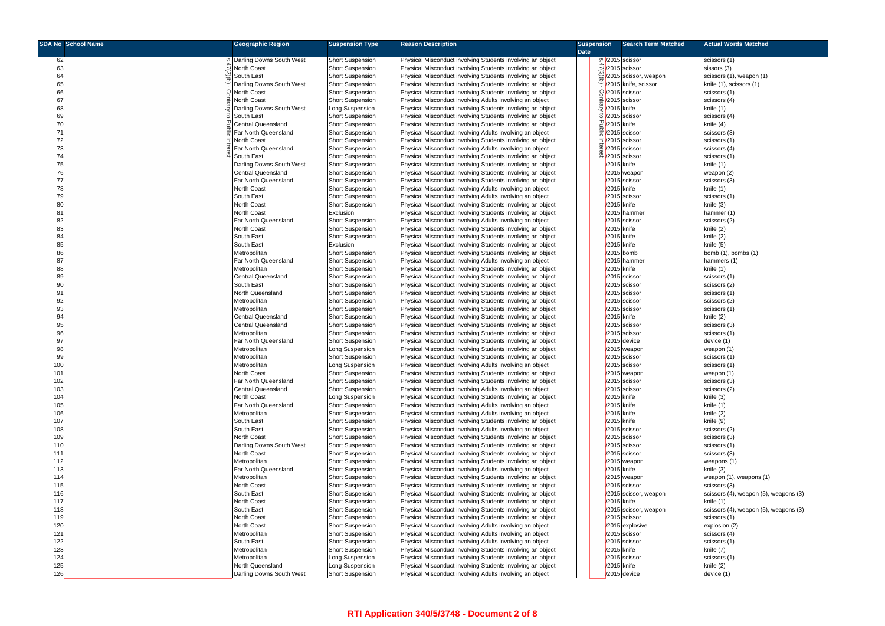| SDA No | School Name | Geographic Region | Suspension Type | Reason Description | Suspension Date | Search Term Matched | Actual Words Matched |
|---|---|---|---|---|---|---|---|
| 62 | s.47(3)(b) - Contrary to Public Interest | Darling Downs South West | Short Suspension | Physical Misconduct involving Students involving an object | s.47(3)(b) - Contrary to Public Interest /2015 | scissor | scissors (1) |
| 63 | | North Coast | Short Suspension | Physical Misconduct involving Students involving an object | /2015 | scissor | sissors (3) |
| 64 | | South East | Short Suspension | Physical Misconduct involving Students involving an object | /2015 | scissor, weapon | scissors (1), weapon (1) |
| 65 | | Darling Downs South West | Short Suspension | Physical Misconduct involving Students involving an object | /2015 | knife, scissor | knife (1), scissors (1) |
| 66 | | North Coast | Short Suspension | Physical Misconduct involving Students involving an object | /2015 | scissor | scissors (1) |
| 67 | | North Coast | Short Suspension | Physical Misconduct involving Adults involving an object | /2015 | scissor | scissors (4) |
| 68 | | Darling Downs South West | Long Suspension | Physical Misconduct involving Students involving an object | /2015 | knife | knife (1) |
| 69 | | South East | Short Suspension | Physical Misconduct involving Students involving an object | /2015 | scissor | scissors (4) |
| 70 | | Central Queensland | Short Suspension | Physical Misconduct involving Students involving an object | /2015 | knife | knife (4) |
| 71 | | Far North Queensland | Short Suspension | Physical Misconduct involving Adults involving an object | /2015 | scissor | scissors (3) |
| 72 | | North Coast | Short Suspension | Physical Misconduct involving Students involving an object | /2015 | scissor | scissors (1) |
| 73 | | Far North Queensland | Short Suspension | Physical Misconduct involving Adults involving an object | /2015 | scissor | scissors (4) |
| 74 | | South East | Short Suspension | Physical Misconduct involving Students involving an object | /2015 | scissor | scissors (1) |
| 75 | | Darling Downs South West | Short Suspension | Physical Misconduct involving Students involving an object | /2015 | knife | knife (1) |
| 76 | | Central Queensland | Short Suspension | Physical Misconduct involving Students involving an object | /2015 | weapon | weapon (2) |
| 77 | | Far North Queensland | Short Suspension | Physical Misconduct involving Students involving an object | /2015 | scissor | scissors (3) |
| 78 | | North Coast | Short Suspension | Physical Misconduct involving Adults involving an object | /2015 | knife | knife (1) |
| 79 | | South East | Short Suspension | Physical Misconduct involving Adults involving an object | /2015 | scissor | scissors (1) |
| 80 | | North Coast | Short Suspension | Physical Misconduct involving Students involving an object | /2015 | knife | knife (3) |
| 81 | | North Coast | Exclusion | Physical Misconduct involving Students involving an object | /2015 | hammer | hammer (1) |
| 82 | | Far North Queensland | Short Suspension | Physical Misconduct involving Adults involving an object | /2015 | scissor | scissors (2) |
| 83 | | North Coast | Short Suspension | Physical Misconduct involving Students involving an object | /2015 | knife | knife (2) |
| 84 | | South East | Short Suspension | Physical Misconduct involving Students involving an object | /2015 | knife | knife (2) |
| 85 | | South East | Exclusion | Physical Misconduct involving Students involving an object | /2015 | knife | knife (5) |
| 86 | | Metropolitan | Short Suspension | Physical Misconduct involving Students involving an object | /2015 | bomb | bomb (1), bombs (1) |
| 87 | | Far North Queensland | Short Suspension | Physical Misconduct involving Adults involving an object | /2015 | hammer | hammers (1) |
| 88 | | Metropolitan | Short Suspension | Physical Misconduct involving Students involving an object | /2015 | knife | knife (1) |
| 89 | | Central Queensland | Short Suspension | Physical Misconduct involving Students involving an object | /2015 | scissor | scissors (1) |
| 90 | | South East | Short Suspension | Physical Misconduct involving Students involving an object | /2015 | scissor | scissors (2) |
| 91 | | North Queensland | Short Suspension | Physical Misconduct involving Students involving an object | /2015 | scissor | scissors (1) |
| 92 | | Metropolitan | Short Suspension | Physical Misconduct involving Students involving an object | /2015 | scissor | scissors (2) |
| 93 | | Metropolitan | Short Suspension | Physical Misconduct involving Students involving an object | /2015 | scissor | scissors (1) |
| 94 | | Central Queensland | Short Suspension | Physical Misconduct involving Students involving an object | /2015 | knife | knife (2) |
| 95 | | Central Queensland | Short Suspension | Physical Misconduct involving Students involving an object | /2015 | scissor | scissors (3) |
| 96 | | Metropolitan | Short Suspension | Physical Misconduct involving Students involving an object | /2015 | scissor | scissors (1) |
| 97 | | Far North Queensland | Short Suspension | Physical Misconduct involving Students involving an object | /2015 | device | device (1) |
| 98 | | Metropolitan | Long Suspension | Physical Misconduct involving Students involving an object | /2015 | weapon | weapon (1) |
| 99 | | Metropolitan | Short Suspension | Physical Misconduct involving Students involving an object | /2015 | scissor | scissors (1) |
| 100 | | Metropolitan | Long Suspension | Physical Misconduct involving Adults involving an object | /2015 | scissor | scissors (1) |
| 101 | | North Coast | Short Suspension | Physical Misconduct involving Students involving an object | /2015 | weapon | weapon (1) |
| 102 | | Far North Queensland | Short Suspension | Physical Misconduct involving Students involving an object | /2015 | scissor | scissors (3) |
| 103 | | Central Queensland | Short Suspension | Physical Misconduct involving Adults involving an object | /2015 | scissor | scissors (2) |
| 104 | | North Coast | Long Suspension | Physical Misconduct involving Students involving an object | /2015 | knife | knife (3) |
| 105 | | Far North Queensland | Short Suspension | Physical Misconduct involving Adults involving an object | /2015 | knife | knife (1) |
| 106 | | Metropolitan | Short Suspension | Physical Misconduct involving Adults involving an object | /2015 | knife | knife (2) |
| 107 | | South East | Short Suspension | Physical Misconduct involving Students involving an object | /2015 | knife | knife (9) |
| 108 | | South East | Short Suspension | Physical Misconduct involving Adults involving an object | /2015 | scissor | scissors (2) |
| 109 | | North Coast | Short Suspension | Physical Misconduct involving Students involving an object | /2015 | scissor | scissors (3) |
| 110 | | Darling Downs South West | Short Suspension | Physical Misconduct involving Students involving an object | /2015 | scissor | scissors (1) |
| 111 | | North Coast | Short Suspension | Physical Misconduct involving Students involving an object | /2015 | scissor | scissors (3) |
| 112 | | Metropolitan | Short Suspension | Physical Misconduct involving Students involving an object | /2015 | weapon | weapons (1) |
| 113 | | Far North Queensland | Short Suspension | Physical Misconduct involving Adults involving an object | /2015 | knife | knife (3) |
| 114 | | Metropolitan | Short Suspension | Physical Misconduct involving Students involving an object | /2015 | weapon | weapon (1), weapons (1) |
| 115 | | North Coast | Short Suspension | Physical Misconduct involving Students involving an object | /2015 | scissor | scissors (3) |
| 116 | | South East | Short Suspension | Physical Misconduct involving Students involving an object | /2015 | scissor, weapon | scissors (4), weapon (5), weapons (3) |
| 117 | | North Coast | Short Suspension | Physical Misconduct involving Students involving an object | /2015 | knife | knife (1) |
| 118 | | South East | Short Suspension | Physical Misconduct involving Students involving an object | /2015 | scissor, weapon | scissors (4), weapon (5), weapons (3) |
| 119 | | North Coast | Short Suspension | Physical Misconduct involving Students involving an object | /2015 | scissor | scissors (1) |
| 120 | | North Coast | Short Suspension | Physical Misconduct involving Adults involving an object | /2015 | explosive | explosion (2) |
| 121 | | Metropolitan | Short Suspension | Physical Misconduct involving Adults involving an object | /2015 | scissor | scissors (4) |
| 122 | | South East | Short Suspension | Physical Misconduct involving Adults involving an object | /2015 | scissor | scissors (1) |
| 123 | | Metropolitan | Short Suspension | Physical Misconduct involving Students involving an object | /2015 | knife | knife (7) |
| 124 | | Metropolitan | Long Suspension | Physical Misconduct involving Students involving an object | /2015 | scissor | scissors (1) |
| 125 | | North Queensland | Long Suspension | Physical Misconduct involving Students involving an object | /2015 | knife | knife (2) |
| 126 | | Darling Downs South West | Short Suspension | Physical Misconduct involving Adults involving an object | /2015 | device | device (1) |

**RTI Application 340/5/3748 - Document 2 of 8**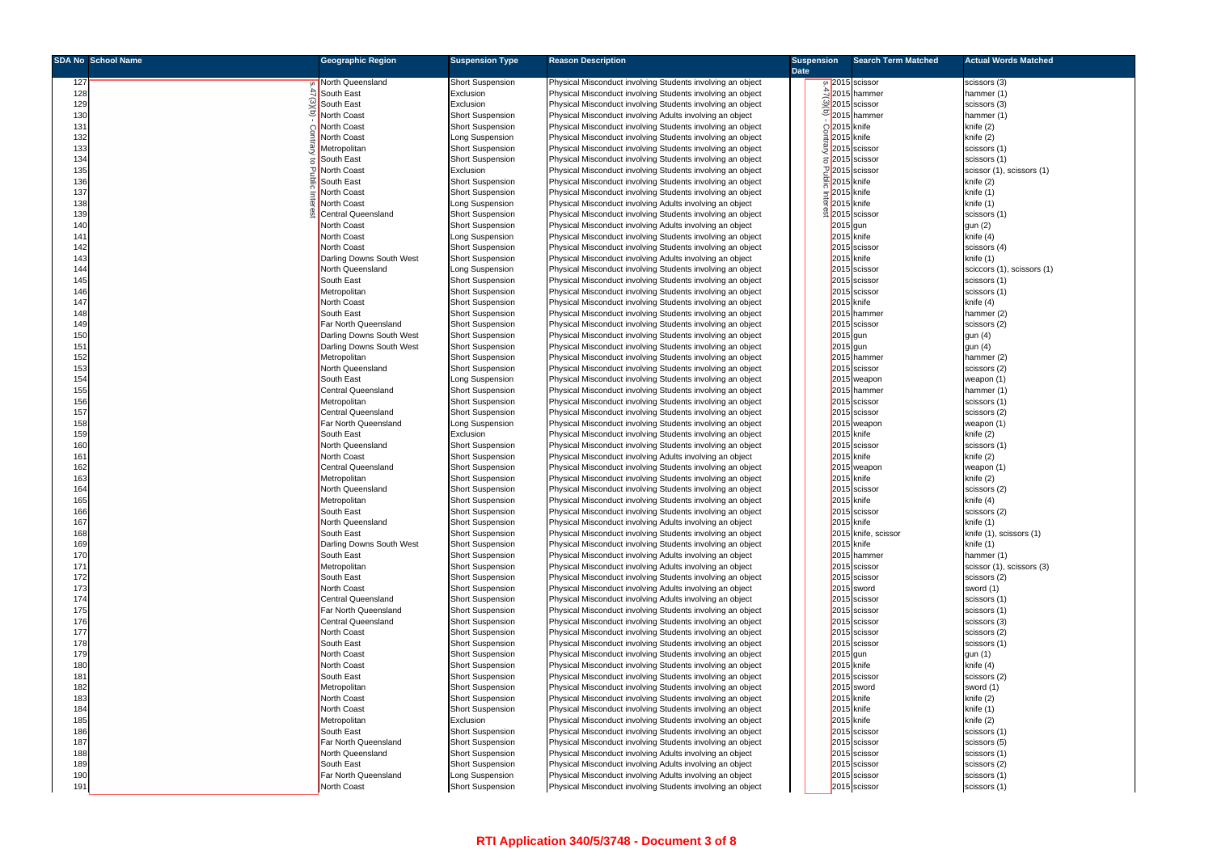| SDA No | School Name | Geographic Region | Suspension Type | Reason Description | Suspension Date | Search Term Matched | Actual Words Matched |
|---|---|---|---|---|---|---|---|
| 127 | s.47(3)(b) - Contrary to Public Interest | North Queensland | Short Suspension | Physical Misconduct involving Students involving an object | s.47(3)(b) - Contrary to Public Interest 2015 | scissor | scissors (3) |
| 128 | | South East | Exclusion | Physical Misconduct involving Students involving an object | 2015 | hammer | hammer (1) |
| 129 | | South East | Exclusion | Physical Misconduct involving Students involving an object | 2015 | scissor | scissors (3) |
| 130 | | North Coast | Short Suspension | Physical Misconduct involving Adults involving an object | 2015 | hammer | hammer (1) |
| 131 | | North Coast | Short Suspension | Physical Misconduct involving Students involving an object | 2015 | knife | knife (2) |
| 132 | | North Coast | Long Suspension | Physical Misconduct involving Students involving an object | 2015 | knife | knife (2) |
| 133 | | Metropolitan | Short Suspension | Physical Misconduct involving Students involving an object | 2015 | scissor | scissors (1) |
| 134 | | South East | Short Suspension | Physical Misconduct involving Students involving an object | 2015 | scissor | scissors (1) |
| 135 | | North Coast | Exclusion | Physical Misconduct involving Students involving an object | 2015 | scissor | scissor (1), scissors (1) |
| 136 | | South East | Short Suspension | Physical Misconduct involving Students involving an object | 2015 | knife | knife (2) |
| 137 | | North Coast | Short Suspension | Physical Misconduct involving Students involving an object | 2015 | knife | knife (1) |
| 138 | | North Coast | Long Suspension | Physical Misconduct involving Adults involving an object | 2015 | knife | knife (1) |
| 139 | | Central Queensland | Short Suspension | Physical Misconduct involving Students involving an object | 2015 | scissor | scissors (1) |
| 140 | | North Coast | Short Suspension | Physical Misconduct involving Adults involving an object | 2015 | gun | gun (2) |
| 141 | | North Coast | Long Suspension | Physical Misconduct involving Students involving an object | 2015 | knife | knife (4) |
| 142 | | North Coast | Short Suspension | Physical Misconduct involving Students involving an object | 2015 | scissor | scissors (4) |
| 143 | | Darling Downs South West | Short Suspension | Physical Misconduct involving Adults involving an object | 2015 | knife | knife (1) |
| 144 | | North Queensland | Long Suspension | Physical Misconduct involving Students involving an object | 2015 | scissor | sciccors (1), scissors (1) |
| 145 | | South East | Short Suspension | Physical Misconduct involving Students involving an object | 2015 | scissor | scissors (1) |
| 146 | | Metropolitan | Short Suspension | Physical Misconduct involving Students involving an object | 2015 | scissor | scissors (1) |
| 147 | | North Coast | Short Suspension | Physical Misconduct involving Students involving an object | 2015 | knife | knife (4) |
| 148 | | South East | Short Suspension | Physical Misconduct involving Students involving an object | 2015 | hammer | hammer (2) |
| 149 | | Far North Queensland | Short Suspension | Physical Misconduct involving Students involving an object | 2015 | scissor | scissors (2) |
| 150 | | Darling Downs South West | Short Suspension | Physical Misconduct involving Students involving an object | 2015 | gun | gun (4) |
| 151 | | Darling Downs South West | Short Suspension | Physical Misconduct involving Students involving an object | 2015 | gun | gun (4) |
| 152 | | Metropolitan | Short Suspension | Physical Misconduct involving Students involving an object | 2015 | hammer | hammer (2) |
| 153 | | North Queensland | Short Suspension | Physical Misconduct involving Students involving an object | 2015 | scissor | scissors (2) |
| 154 | | South East | Long Suspension | Physical Misconduct involving Students involving an object | 2015 | weapon | weapon (1) |
| 155 | | Central Queensland | Short Suspension | Physical Misconduct involving Students involving an object | 2015 | hammer | hammer (1) |
| 156 | | Metropolitan | Short Suspension | Physical Misconduct involving Students involving an object | 2015 | scissor | scissors (1) |
| 157 | | Central Queensland | Short Suspension | Physical Misconduct involving Students involving an object | 2015 | scissor | scissors (2) |
| 158 | | Far North Queensland | Long Suspension | Physical Misconduct involving Students involving an object | 2015 | weapon | weapon (1) |
| 159 | | South East | Exclusion | Physical Misconduct involving Students involving an object | 2015 | knife | knife (2) |
| 160 | | North Queensland | Short Suspension | Physical Misconduct involving Students involving an object | 2015 | scissor | scissors (1) |
| 161 | | North Coast | Short Suspension | Physical Misconduct involving Adults involving an object | 2015 | knife | knife (2) |
| 162 | | Central Queensland | Short Suspension | Physical Misconduct involving Students involving an object | 2015 | weapon | weapon (1) |
| 163 | | Metropolitan | Short Suspension | Physical Misconduct involving Students involving an object | 2015 | knife | knife (2) |
| 164 | | North Queensland | Short Suspension | Physical Misconduct involving Students involving an object | 2015 | scissor | scissors (2) |
| 165 | | Metropolitan | Short Suspension | Physical Misconduct involving Students involving an object | 2015 | knife | knife (4) |
| 166 | | South East | Short Suspension | Physical Misconduct involving Students involving an object | 2015 | scissor | scissors (2) |
| 167 | | North Queensland | Short Suspension | Physical Misconduct involving Adults involving an object | 2015 | knife | knife (1) |
| 168 | | South East | Short Suspension | Physical Misconduct involving Students involving an object | 2015 | knife, scissor | knife (1), scissors (1) |
| 169 | | Darling Downs South West | Short Suspension | Physical Misconduct involving Students involving an object | 2015 | knife | knife (1) |
| 170 | | South East | Short Suspension | Physical Misconduct involving Adults involving an object | 2015 | hammer | hammer (1) |
| 171 | | Metropolitan | Short Suspension | Physical Misconduct involving Adults involving an object | 2015 | scissor | scissor (1), scissors (3) |
| 172 | | South East | Short Suspension | Physical Misconduct involving Students involving an object | 2015 | scissor | scissors (2) |
| 173 | | North Coast | Short Suspension | Physical Misconduct involving Adults involving an object | 2015 | sword | sword (1) |
| 174 | | Central Queensland | Short Suspension | Physical Misconduct involving Adults involving an object | 2015 | scissor | scissors (1) |
| 175 | | Far North Queensland | Short Suspension | Physical Misconduct involving Students involving an object | 2015 | scissor | scissors (1) |
| 176 | | Central Queensland | Short Suspension | Physical Misconduct involving Students involving an object | 2015 | scissor | scissors (3) |
| 177 | | North Coast | Short Suspension | Physical Misconduct involving Students involving an object | 2015 | scissor | scissors (2) |
| 178 | | South East | Short Suspension | Physical Misconduct involving Students involving an object | 2015 | scissor | scissors (1) |
| 179 | | North Coast | Short Suspension | Physical Misconduct involving Students involving an object | 2015 | gun | gun (1) |
| 180 | | North Coast | Short Suspension | Physical Misconduct involving Students involving an object | 2015 | knife | knife (4) |
| 181 | | South East | Short Suspension | Physical Misconduct involving Students involving an object | 2015 | scissor | scissors (2) |
| 182 | | Metropolitan | Short Suspension | Physical Misconduct involving Students involving an object | 2015 | sword | sword (1) |
| 183 | | North Coast | Short Suspension | Physical Misconduct involving Students involving an object | 2015 | knife | knife (2) |
| 184 | | North Coast | Short Suspension | Physical Misconduct involving Students involving an object | 2015 | knife | knife (1) |
| 185 | | Metropolitan | Exclusion | Physical Misconduct involving Students involving an object | 2015 | knife | knife (2) |
| 186 | | South East | Short Suspension | Physical Misconduct involving Students involving an object | 2015 | scissor | scissors (1) |
| 187 | | Far North Queensland | Short Suspension | Physical Misconduct involving Students involving an object | 2015 | scissor | scissors (5) |
| 188 | | North Queensland | Short Suspension | Physical Misconduct involving Adults involving an object | 2015 | scissor | scissors (1) |
| 189 | | South East | Short Suspension | Physical Misconduct involving Adults involving an object | 2015 | scissor | scissors (2) |
| 190 | | Far North Queensland | Long Suspension | Physical Misconduct involving Adults involving an object | 2015 | scissor | scissors (1) |
| 191 | | North Coast | Short Suspension | Physical Misconduct involving Students involving an object | 2015 | scissor | scissors (1) |

**RTI Application 340/5/3748 - Document 3 of 8**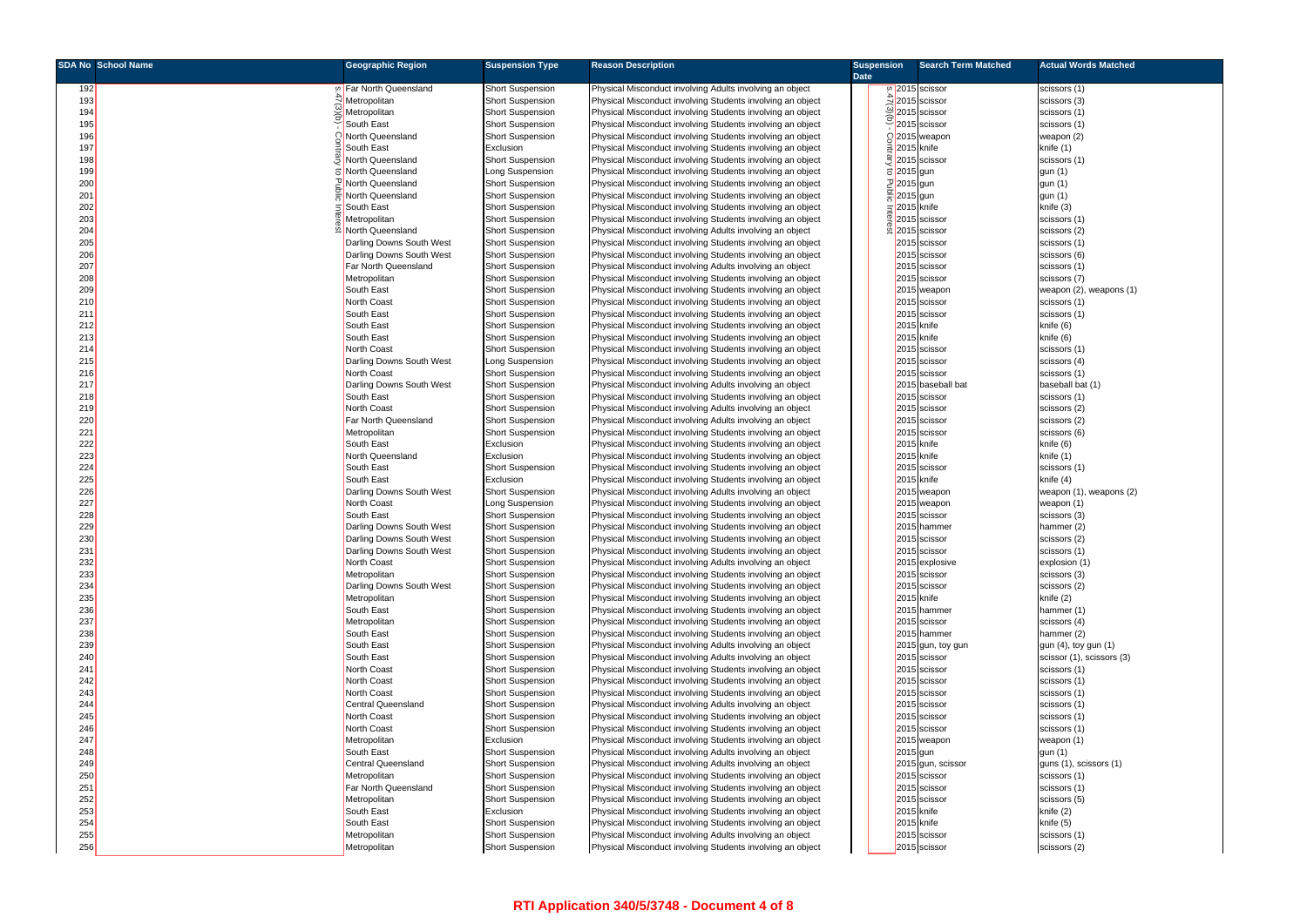| SDA No | School Name | Geographic Region | Suspension Type | Reason Description | Suspension Date | Search Term Matched | Actual Words Matched |
|---|---|---|---|---|---|---|---|
| 192 | s.47(3)(b) - Contrary to Public Interest | Far North Queensland | Short Suspension | Physical Misconduct involving Adults involving an object | s.47(3)(b) - Contrary to Public Interest 2015 | scissor | scissors (1) |
| 193 | | Metropolitan | Short Suspension | Physical Misconduct involving Students involving an object | 2015 | scissor | scissors (3) |
| 194 | | Metropolitan | Short Suspension | Physical Misconduct involving Students involving an object | 2015 | scissor | scissors (1) |
| 195 | | South East | Short Suspension | Physical Misconduct involving Students involving an object | 2015 | scissor | scissors (1) |
| 196 | | North Queensland | Short Suspension | Physical Misconduct involving Students involving an object | 2015 | weapon | weapon (2) |
| 197 | | South East | Exclusion | Physical Misconduct involving Students involving an object | 2015 | knife | knife (1) |
| 198 | | North Queensland | Short Suspension | Physical Misconduct involving Students involving an object | 2015 | scissor | scissors (1) |
| 199 | | North Queensland | Long Suspension | Physical Misconduct involving Students involving an object | 2015 | gun | gun (1) |
| 200 | | North Queensland | Short Suspension | Physical Misconduct involving Students involving an object | 2015 | gun | gun (1) |
| 201 | | North Queensland | Short Suspension | Physical Misconduct involving Students involving an object | 2015 | gun | gun (1) |
| 202 | | South East | Short Suspension | Physical Misconduct involving Students involving an object | 2015 | knife | knife (3) |
| 203 | | Metropolitan | Short Suspension | Physical Misconduct involving Students involving an object | 2015 | scissor | scissors (1) |
| 204 | | North Queensland | Short Suspension | Physical Misconduct involving Adults involving an object | 2015 | scissor | scissors (2) |
| 205 | | Darling Downs South West | Short Suspension | Physical Misconduct involving Students involving an object | 2015 | scissor | scissors (1) |
| 206 | | Darling Downs South West | Short Suspension | Physical Misconduct involving Students involving an object | 2015 | scissor | scissors (6) |
| 207 | | Far North Queensland | Short Suspension | Physical Misconduct involving Adults involving an object | 2015 | scissor | scissors (1) |
| 208 | | Metropolitan | Short Suspension | Physical Misconduct involving Students involving an object | 2015 | scissor | scissors (7) |
| 209 | | South East | Short Suspension | Physical Misconduct involving Students involving an object | 2015 | weapon | weapon (2), weapons (1) |
| 210 | | North Coast | Short Suspension | Physical Misconduct involving Students involving an object | 2015 | scissor | scissors (1) |
| 211 | | South East | Short Suspension | Physical Misconduct involving Students involving an object | 2015 | scissor | scissors (1) |
| 212 | | South East | Short Suspension | Physical Misconduct involving Students involving an object | 2015 | knife | knife (6) |
| 213 | | South East | Short Suspension | Physical Misconduct involving Students involving an object | 2015 | knife | knife (6) |
| 214 | | North Coast | Short Suspension | Physical Misconduct involving Students involving an object | 2015 | scissor | scissors (1) |
| 215 | | Darling Downs South West | Long Suspension | Physical Misconduct involving Students involving an object | 2015 | scissor | scissors (4) |
| 216 | | North Coast | Short Suspension | Physical Misconduct involving Students involving an object | 2015 | scissor | scissors (1) |
| 217 | | Darling Downs South West | Short Suspension | Physical Misconduct involving Adults involving an object | 2015 | baseball bat | baseball bat (1) |
| 218 | | South East | Short Suspension | Physical Misconduct involving Students involving an object | 2015 | scissor | scissors (1) |
| 219 | | North Coast | Short Suspension | Physical Misconduct involving Adults involving an object | 2015 | scissor | scissors (2) |
| 220 | | Far North Queensland | Short Suspension | Physical Misconduct involving Adults involving an object | 2015 | scissor | scissors (2) |
| 221 | | Metropolitan | Short Suspension | Physical Misconduct involving Students involving an object | 2015 | scissor | scissors (6) |
| 222 | | South East | Exclusion | Physical Misconduct involving Students involving an object | 2015 | knife | knife (6) |
| 223 | | North Queensland | Exclusion | Physical Misconduct involving Students involving an object | 2015 | knife | knife (1) |
| 224 | | South East | Short Suspension | Physical Misconduct involving Students involving an object | 2015 | scissor | scissors (1) |
| 225 | | South East | Exclusion | Physical Misconduct involving Students involving an object | 2015 | knife | knife (4) |
| 226 | | Darling Downs South West | Short Suspension | Physical Misconduct involving Adults involving an object | 2015 | weapon | weapon (1), weapons (2) |
| 227 | | North Coast | Long Suspension | Physical Misconduct involving Students involving an object | 2015 | weapon | weapon (1) |
| 228 | | South East | Short Suspension | Physical Misconduct involving Students involving an object | 2015 | scissor | scissors (3) |
| 229 | | Darling Downs South West | Short Suspension | Physical Misconduct involving Students involving an object | 2015 | hammer | hammer (2) |
| 230 | | Darling Downs South West | Short Suspension | Physical Misconduct involving Students involving an object | 2015 | scissor | scissors (2) |
| 231 | | Darling Downs South West | Short Suspension | Physical Misconduct involving Students involving an object | 2015 | scissor | scissors (1) |
| 232 | | North Coast | Short Suspension | Physical Misconduct involving Adults involving an object | 2015 | explosive | explosion (1) |
| 233 | | Metropolitan | Short Suspension | Physical Misconduct involving Students involving an object | 2015 | scissor | scissors (3) |
| 234 | | Darling Downs South West | Short Suspension | Physical Misconduct involving Students involving an object | 2015 | scissor | scissors (2) |
| 235 | | Metropolitan | Short Suspension | Physical Misconduct involving Students involving an object | 2015 | knife | knife (2) |
| 236 | | South East | Short Suspension | Physical Misconduct involving Students involving an object | 2015 | hammer | hammer (1) |
| 237 | | Metropolitan | Short Suspension | Physical Misconduct involving Students involving an object | 2015 | scissor | scissors (4) |
| 238 | | South East | Short Suspension | Physical Misconduct involving Students involving an object | 2015 | hammer | hammer (2) |
| 239 | | South East | Short Suspension | Physical Misconduct involving Adults involving an object | 2015 | gun, toy gun | gun (4), toy gun (1) |
| 240 | | South East | Short Suspension | Physical Misconduct involving Adults involving an object | 2015 | scissor | scissor (1), scissors (3) |
| 241 | | North Coast | Short Suspension | Physical Misconduct involving Students involving an object | 2015 | scissor | scissors (1) |
| 242 | | North Coast | Short Suspension | Physical Misconduct involving Students involving an object | 2015 | scissor | scissors (1) |
| 243 | | North Coast | Short Suspension | Physical Misconduct involving Students involving an object | 2015 | scissor | scissors (1) |
| 244 | | Central Queensland | Short Suspension | Physical Misconduct involving Adults involving an object | 2015 | scissor | scissors (1) |
| 245 | | North Coast | Short Suspension | Physical Misconduct involving Students involving an object | 2015 | scissor | scissors (1) |
| 246 | | North Coast | Short Suspension | Physical Misconduct involving Students involving an object | 2015 | scissor | scissors (1) |
| 247 | | Metropolitan | Exclusion | Physical Misconduct involving Students involving an object | 2015 | weapon | weapon (1) |
| 248 | | South East | Short Suspension | Physical Misconduct involving Adults involving an object | 2015 | gun | gun (1) |
| 249 | | Central Queensland | Short Suspension | Physical Misconduct involving Adults involving an object | 2015 | gun, scissor | guns (1), scissors (1) |
| 250 | | Metropolitan | Short Suspension | Physical Misconduct involving Students involving an object | 2015 | scissor | scissors (1) |
| 251 | | Far North Queensland | Short Suspension | Physical Misconduct involving Students involving an object | 2015 | scissor | scissors (1) |
| 252 | | Metropolitan | Short Suspension | Physical Misconduct involving Students involving an object | 2015 | scissor | scissors (5) |
| 253 | | South East | Exclusion | Physical Misconduct involving Students involving an object | 2015 | knife | knife (2) |
| 254 | | South East | Short Suspension | Physical Misconduct involving Students involving an object | 2015 | knife | knife (5) |
| 255 | | Metropolitan | Short Suspension | Physical Misconduct involving Adults involving an object | 2015 | scissor | scissors (1) |
| 256 | | Metropolitan | Short Suspension | Physical Misconduct involving Students involving an object | 2015 | scissor | scissors (2) |

**RTI Application 340/5/3748 - Document 4 of 8**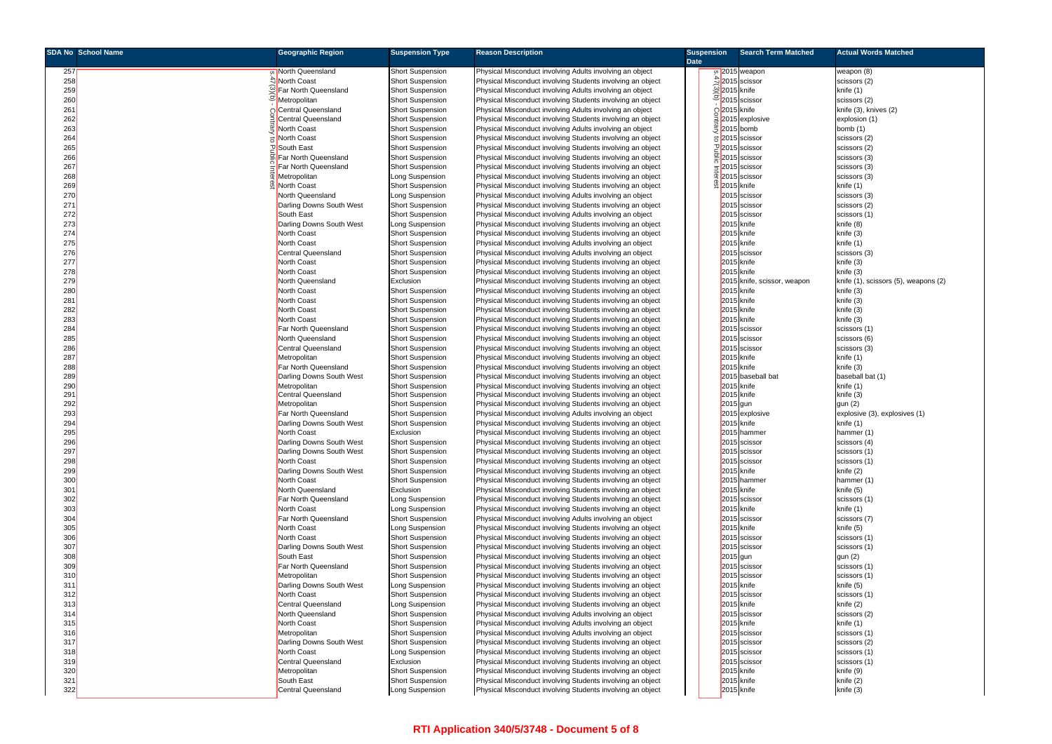| SDA No | School Name | Geographic Region | Suspension Type | Reason Description | Suspension Date | Search Term Matched | Actual Words Matched |
|---|---|---|---|---|---|---|---|
| 257 | s.47(3)(b) - Contrary to Public Interest | North Queensland | Short Suspension | Physical Misconduct involving Adults involving an object | s.47(3)(b) - Contrary to Public Interest 2015 | weapon | weapon (8) |
| 258 | | North Coast | Short Suspension | Physical Misconduct involving Students involving an object | 2015 | scissor | scissors (2) |
| 259 | | Far North Queensland | Short Suspension | Physical Misconduct involving Adults involving an object | 2015 | knife | knife (1) |
| 260 | | Metropolitan | Short Suspension | Physical Misconduct involving Students involving an object | 2015 | scissor | scissors (2) |
| 261 | | Central Queensland | Short Suspension | Physical Misconduct involving Adults involving an object | 2015 | knife | knife (3), knives (2) |
| 262 | | Central Queensland | Short Suspension | Physical Misconduct involving Students involving an object | 2015 | explosive | explosion (1) |
| 263 | | North Coast | Short Suspension | Physical Misconduct involving Adults involving an object | 2015 | bomb | bomb (1) |
| 264 | | North Coast | Short Suspension | Physical Misconduct involving Students involving an object | 2015 | scissor | scissors (2) |
| 265 | | South East | Short Suspension | Physical Misconduct involving Students involving an object | 2015 | scissor | scissors (2) |
| 266 | | Far North Queensland | Short Suspension | Physical Misconduct involving Students involving an object | 2015 | scissor | scissors (3) |
| 267 | | Far North Queensland | Short Suspension | Physical Misconduct involving Students involving an object | 2015 | scissor | scissors (3) |
| 268 | | Metropolitan | Long Suspension | Physical Misconduct involving Students involving an object | 2015 | scissor | scissors (3) |
| 269 | | North Coast | Short Suspension | Physical Misconduct involving Students involving an object | 2015 | knife | knife (1) |
| 270 | | North Queensland | Long Suspension | Physical Misconduct involving Adults involving an object | 2015 | scissor | scissors (3) |
| 271 | | Darling Downs South West | Short Suspension | Physical Misconduct involving Students involving an object | 2015 | scissor | scissors (2) |
| 272 | | South East | Short Suspension | Physical Misconduct involving Adults involving an object | 2015 | scissor | scissors (1) |
| 273 | | Darling Downs South West | Long Suspension | Physical Misconduct involving Students involving an object | 2015 | knife | knife (8) |
| 274 | | North Coast | Short Suspension | Physical Misconduct involving Students involving an object | 2015 | knife | knife (3) |
| 275 | | North Coast | Short Suspension | Physical Misconduct involving Adults involving an object | 2015 | knife | knife (1) |
| 276 | | Central Queensland | Short Suspension | Physical Misconduct involving Adults involving an object | 2015 | scissor | scissors (3) |
| 277 | | North Coast | Short Suspension | Physical Misconduct involving Students involving an object | 2015 | knife | knife (3) |
| 278 | | North Coast | Short Suspension | Physical Misconduct involving Students involving an object | 2015 | knife | knife (3) |
| 279 | | North Queensland | Exclusion | Physical Misconduct involving Students involving an object | 2015 | knife, scissor, weapon | knife (1), scissors (5), weapons (2) |
| 280 | | North Coast | Short Suspension | Physical Misconduct involving Students involving an object | 2015 | knife | knife (3) |
| 281 | | North Coast | Short Suspension | Physical Misconduct involving Students involving an object | 2015 | knife | knife (3) |
| 282 | | North Coast | Short Suspension | Physical Misconduct involving Students involving an object | 2015 | knife | knife (3) |
| 283 | | North Coast | Short Suspension | Physical Misconduct involving Students involving an object | 2015 | knife | knife (3) |
| 284 | | Far North Queensland | Short Suspension | Physical Misconduct involving Students involving an object | 2015 | scissor | scissors (1) |
| 285 | | North Queensland | Short Suspension | Physical Misconduct involving Students involving an object | 2015 | scissor | scissors (6) |
| 286 | | Central Queensland | Short Suspension | Physical Misconduct involving Students involving an object | 2015 | scissor | scissors (3) |
| 287 | | Metropolitan | Short Suspension | Physical Misconduct involving Students involving an object | 2015 | knife | knife (1) |
| 288 | | Far North Queensland | Short Suspension | Physical Misconduct involving Students involving an object | 2015 | knife | knife (3) |
| 289 | | Darling Downs South West | Short Suspension | Physical Misconduct involving Students involving an object | 2015 | baseball bat | baseball bat (1) |
| 290 | | Metropolitan | Short Suspension | Physical Misconduct involving Students involving an object | 2015 | knife | knife (1) |
| 291 | | Central Queensland | Short Suspension | Physical Misconduct involving Students involving an object | 2015 | knife | knife (3) |
| 292 | | Metropolitan | Short Suspension | Physical Misconduct involving Students involving an object | 2015 | gun | gun (2) |
| 293 | | Far North Queensland | Short Suspension | Physical Misconduct involving Adults involving an object | 2015 | explosive | explosive (3), explosives (1) |
| 294 | | Darling Downs South West | Short Suspension | Physical Misconduct involving Students involving an object | 2015 | knife | knife (1) |
| 295 | | North Coast | Exclusion | Physical Misconduct involving Students involving an object | 2015 | hammer | hammer (1) |
| 296 | | Darling Downs South West | Short Suspension | Physical Misconduct involving Students involving an object | 2015 | scissor | scissors (4) |
| 297 | | Darling Downs South West | Short Suspension | Physical Misconduct involving Students involving an object | 2015 | scissor | scissors (1) |
| 298 | | North Coast | Short Suspension | Physical Misconduct involving Students involving an object | 2015 | scissor | scissors (1) |
| 299 | | Darling Downs South West | Short Suspension | Physical Misconduct involving Students involving an object | 2015 | knife | knife (2) |
| 300 | | North Coast | Short Suspension | Physical Misconduct involving Students involving an object | 2015 | hammer | hammer (1) |
| 301 | | North Queensland | Exclusion | Physical Misconduct involving Students involving an object | 2015 | knife | knife (5) |
| 302 | | Far North Queensland | Long Suspension | Physical Misconduct involving Students involving an object | 2015 | scissor | scissors (1) |
| 303 | | North Coast | Long Suspension | Physical Misconduct involving Students involving an object | 2015 | knife | knife (1) |
| 304 | | Far North Queensland | Short Suspension | Physical Misconduct involving Adults involving an object | 2015 | scissor | scissors (7) |
| 305 | | North Coast | Long Suspension | Physical Misconduct involving Students involving an object | 2015 | knife | knife (5) |
| 306 | | North Coast | Short Suspension | Physical Misconduct involving Students involving an object | 2015 | scissor | scissors (1) |
| 307 | | Darling Downs South West | Short Suspension | Physical Misconduct involving Students involving an object | 2015 | scissor | scissors (1) |
| 308 | | South East | Short Suspension | Physical Misconduct involving Students involving an object | 2015 | gun | gun (2) |
| 309 | | Far North Queensland | Short Suspension | Physical Misconduct involving Students involving an object | 2015 | scissor | scissors (1) |
| 310 | | Metropolitan | Short Suspension | Physical Misconduct involving Students involving an object | 2015 | scissor | scissors (1) |
| 311 | | Darling Downs South West | Long Suspension | Physical Misconduct involving Students involving an object | 2015 | knife | knife (5) |
| 312 | | North Coast | Short Suspension | Physical Misconduct involving Students involving an object | 2015 | scissor | scissors (1) |
| 313 | | Central Queensland | Long Suspension | Physical Misconduct involving Students involving an object | 2015 | knife | knife (2) |
| 314 | | North Queensland | Short Suspension | Physical Misconduct involving Adults involving an object | 2015 | scissor | scissors (2) |
| 315 | | North Coast | Short Suspension | Physical Misconduct involving Adults involving an object | 2015 | knife | knife (1) |
| 316 | | Metropolitan | Short Suspension | Physical Misconduct involving Adults involving an object | 2015 | scissor | scissors (1) |
| 317 | | Darling Downs South West | Short Suspension | Physical Misconduct involving Students involving an object | 2015 | scissor | scissors (2) |
| 318 | | North Coast | Long Suspension | Physical Misconduct involving Students involving an object | 2015 | scissor | scissors (1) |
| 319 | | Central Queensland | Exclusion | Physical Misconduct involving Students involving an object | 2015 | scissor | scissors (1) |
| 320 | | Metropolitan | Short Suspension | Physical Misconduct involving Students involving an object | 2015 | knife | knife (9) |
| 321 | | South East | Short Suspension | Physical Misconduct involving Students involving an object | 2015 | knife | knife (2) |
| 322 | | Central Queensland | Long Suspension | Physical Misconduct involving Students involving an object | 2015 | knife | knife (3) |

**RTI Application 340/5/3748 - Document 5 of 8**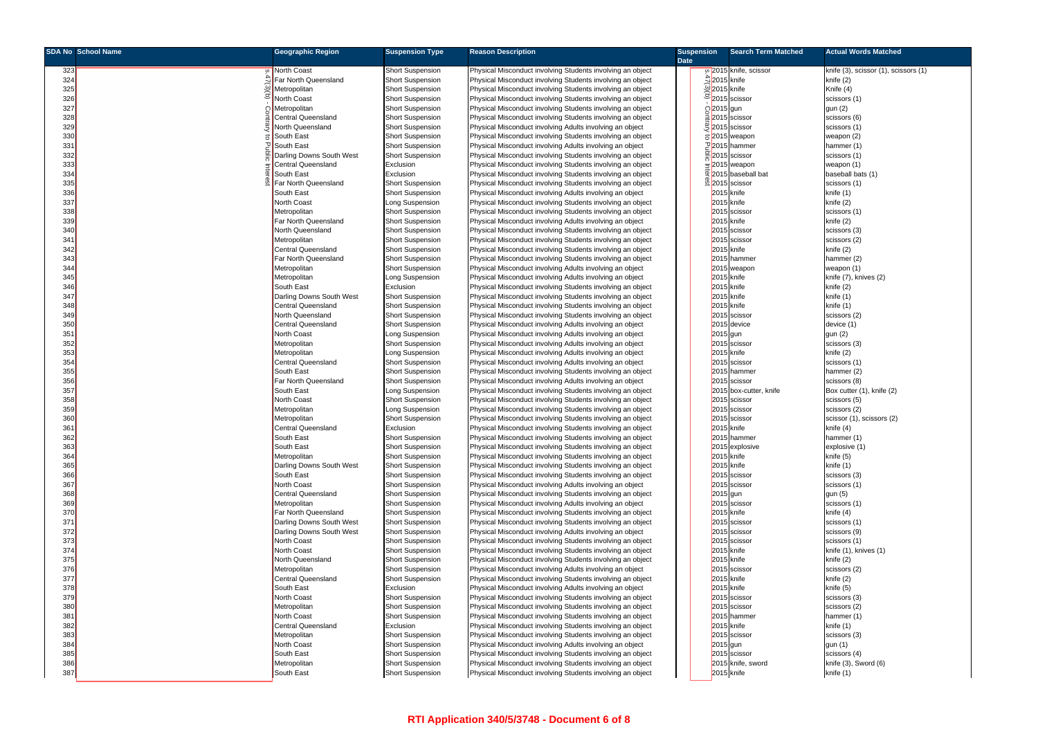| SDA No | School Name | Geographic Region | Suspension Type | Reason Description | Suspension Date | Search Term Matched | Actual Words Matched |
|---|---|---|---|---|---|---|---|
| 323 | s.47(3)(b) - Contrary to Public Interest | North Coast | Short Suspension | Physical Misconduct involving Students involving an object | s.47(3)(b) - Contrary to Public Interest 2015 | knife, scissor | knife (3), scissor (1), scissors (1) |
| 324 | | Far North Queensland | Short Suspension | Physical Misconduct involving Students involving an object | 2015 | knife | knife (2) |
| 325 | | Metropolitan | Short Suspension | Physical Misconduct involving Students involving an object | 2015 | knife | Knife (4) |
| 326 | | North Coast | Short Suspension | Physical Misconduct involving Students involving an object | 2015 | scissor | scissors (1) |
| 327 | | Metropolitan | Short Suspension | Physical Misconduct involving Students involving an object | 2015 | gun | gun (2) |
| 328 | | Central Queensland | Short Suspension | Physical Misconduct involving Students involving an object | 2015 | scissor | scissors (6) |
| 329 | | North Queensland | Short Suspension | Physical Misconduct involving Adults involving an object | 2015 | scissor | scissors (1) |
| 330 | | South East | Short Suspension | Physical Misconduct involving Students involving an object | 2015 | weapon | weapon (2) |
| 331 | | South East | Short Suspension | Physical Misconduct involving Adults involving an object | 2015 | hammer | hammer (1) |
| 332 | | Darling Downs South West | Short Suspension | Physical Misconduct involving Students involving an object | 2015 | scissor | scissors (1) |
| 333 | | Central Queensland | Exclusion | Physical Misconduct involving Students involving an object | 2015 | weapon | weapon (1) |
| 334 | | South East | Exclusion | Physical Misconduct involving Students involving an object | 2015 | baseball bat | baseball bats (1) |
| 335 | | Far North Queensland | Short Suspension | Physical Misconduct involving Students involving an object | 2015 | scissor | scissors (1) |
| 336 | | South East | Short Suspension | Physical Misconduct involving Adults involving an object | 2015 | knife | knife (1) |
| 337 | | North Coast | Long Suspension | Physical Misconduct involving Students involving an object | 2015 | knife | knife (2) |
| 338 | | Metropolitan | Short Suspension | Physical Misconduct involving Students involving an object | 2015 | scissor | scissors (1) |
| 339 | | Far North Queensland | Short Suspension | Physical Misconduct involving Adults involving an object | 2015 | knife | knife (2) |
| 340 | | North Queensland | Short Suspension | Physical Misconduct involving Students involving an object | 2015 | scissor | scissors (3) |
| 341 | | Metropolitan | Short Suspension | Physical Misconduct involving Students involving an object | 2015 | scissor | scissors (2) |
| 342 | | Central Queensland | Short Suspension | Physical Misconduct involving Students involving an object | 2015 | knife | knife (2) |
| 343 | | Far North Queensland | Short Suspension | Physical Misconduct involving Students involving an object | 2015 | hammer | hammer (2) |
| 344 | | Metropolitan | Short Suspension | Physical Misconduct involving Adults involving an object | 2015 | weapon | weapon (1) |
| 345 | | Metropolitan | Long Suspension | Physical Misconduct involving Adults involving an object | 2015 | knife | knife (7), knives (2) |
| 346 | | South East | Exclusion | Physical Misconduct involving Students involving an object | 2015 | knife | knife (2) |
| 347 | | Darling Downs South West | Short Suspension | Physical Misconduct involving Students involving an object | 2015 | knife | knife (1) |
| 348 | | Central Queensland | Short Suspension | Physical Misconduct involving Students involving an object | 2015 | knife | knife (1) |
| 349 | | North Queensland | Short Suspension | Physical Misconduct involving Students involving an object | 2015 | scissor | scissors (2) |
| 350 | | Central Queensland | Short Suspension | Physical Misconduct involving Adults involving an object | 2015 | device | device (1) |
| 351 | | North Coast | Long Suspension | Physical Misconduct involving Adults involving an object | 2015 | gun | gun (2) |
| 352 | | Metropolitan | Short Suspension | Physical Misconduct involving Adults involving an object | 2015 | scissor | scissors (3) |
| 353 | | Metropolitan | Long Suspension | Physical Misconduct involving Adults involving an object | 2015 | knife | knife (2) |
| 354 | | Central Queensland | Short Suspension | Physical Misconduct involving Adults involving an object | 2015 | scissor | scissors (1) |
| 355 | | South East | Short Suspension | Physical Misconduct involving Students involving an object | 2015 | hammer | hammer (2) |
| 356 | | Far North Queensland | Short Suspension | Physical Misconduct involving Adults involving an object | 2015 | scissor | scissors (8) |
| 357 | | South East | Long Suspension | Physical Misconduct involving Students involving an object | 2015 | box-cutter, knife | Box cutter (1), knife (2) |
| 358 | | North Coast | Short Suspension | Physical Misconduct involving Students involving an object | 2015 | scissor | scissors (5) |
| 359 | | Metropolitan | Long Suspension | Physical Misconduct involving Students involving an object | 2015 | scissor | scissors (2) |
| 360 | | Metropolitan | Short Suspension | Physical Misconduct involving Students involving an object | 2015 | scissor | scissor (1), scissors (2) |
| 361 | | Central Queensland | Exclusion | Physical Misconduct involving Students involving an object | 2015 | knife | knife (4) |
| 362 | | South East | Short Suspension | Physical Misconduct involving Students involving an object | 2015 | hammer | hammer (1) |
| 363 | | South East | Short Suspension | Physical Misconduct involving Students involving an object | 2015 | explosive | explosive (1) |
| 364 | | Metropolitan | Short Suspension | Physical Misconduct involving Students involving an object | 2015 | knife | knife (5) |
| 365 | | Darling Downs South West | Short Suspension | Physical Misconduct involving Students involving an object | 2015 | knife | knife (1) |
| 366 | | South East | Short Suspension | Physical Misconduct involving Students involving an object | 2015 | scissor | scissors (3) |
| 367 | | North Coast | Short Suspension | Physical Misconduct involving Adults involving an object | 2015 | scissor | scissors (1) |
| 368 | | Central Queensland | Short Suspension | Physical Misconduct involving Students involving an object | 2015 | gun | gun (5) |
| 369 | | Metropolitan | Short Suspension | Physical Misconduct involving Adults involving an object | 2015 | scissor | scissors (1) |
| 370 | | Far North Queensland | Short Suspension | Physical Misconduct involving Students involving an object | 2015 | knife | knife (4) |
| 371 | | Darling Downs South West | Short Suspension | Physical Misconduct involving Students involving an object | 2015 | scissor | scissors (1) |
| 372 | | Darling Downs South West | Short Suspension | Physical Misconduct involving Adults involving an object | 2015 | scissor | scissors (9) |
| 373 | | North Coast | Short Suspension | Physical Misconduct involving Students involving an object | 2015 | scissor | scissors (1) |
| 374 | | North Coast | Short Suspension | Physical Misconduct involving Students involving an object | 2015 | knife | knife (1), knives (1) |
| 375 | | North Queensland | Short Suspension | Physical Misconduct involving Students involving an object | 2015 | knife | knife (2) |
| 376 | | Metropolitan | Short Suspension | Physical Misconduct involving Adults involving an object | 2015 | scissor | scissors (2) |
| 377 | | Central Queensland | Short Suspension | Physical Misconduct involving Students involving an object | 2015 | knife | knife (2) |
| 378 | | South East | Exclusion | Physical Misconduct involving Adults involving an object | 2015 | knife | knife (5) |
| 379 | | North Coast | Short Suspension | Physical Misconduct involving Students involving an object | 2015 | scissor | scissors (3) |
| 380 | | Metropolitan | Short Suspension | Physical Misconduct involving Students involving an object | 2015 | scissor | scissors (2) |
| 381 | | North Coast | Short Suspension | Physical Misconduct involving Students involving an object | 2015 | hammer | hammer (1) |
| 382 | | Central Queensland | Exclusion | Physical Misconduct involving Students involving an object | 2015 | knife | knife (1) |
| 383 | | Metropolitan | Short Suspension | Physical Misconduct involving Students involving an object | 2015 | scissor | scissors (3) |
| 384 | | North Coast | Short Suspension | Physical Misconduct involving Adults involving an object | 2015 | gun | gun (1) |
| 385 | | South East | Short Suspension | Physical Misconduct involving Students involving an object | 2015 | scissor | scissors (4) |
| 386 | | Metropolitan | Short Suspension | Physical Misconduct involving Students involving an object | 2015 | knife, sword | knife (3), Sword (6) |
| 387 | | South East | Short Suspension | Physical Misconduct involving Students involving an object | 2015 | knife | knife (1) |

**RTI Application 340/5/3748 - Document 6 of 8**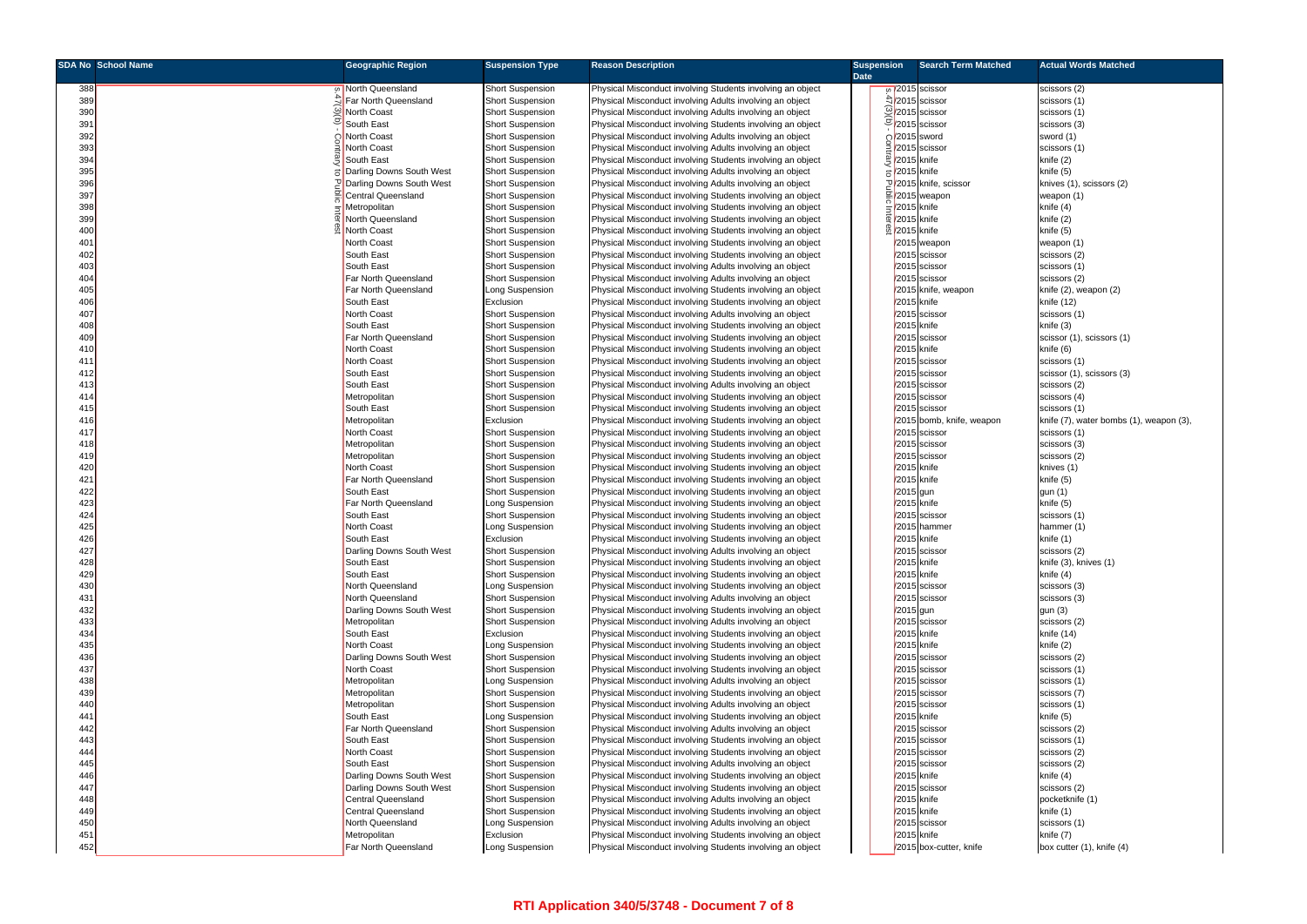| SDA No | School Name | Geographic Region | Suspension Type | Reason Description | Suspension Date | Search Term Matched | Actual Words Matched |
|---|---|---|---|---|---|---|---|
| 388 | s.47(3)(b) - Contrary to Public Interest | North Queensland | Short Suspension | Physical Misconduct involving Students involving an object | s.47(3)(b) - Contrary to Public Interest /2015 | scissor | scissors (2) |
| 389 | | Far North Queensland | Short Suspension | Physical Misconduct involving Students involving an object | /2015 | scissor | scissors (1) |
| 390 | | North Coast | Short Suspension | Physical Misconduct involving Adults involving an object | /2015 | scissor | scissors (1) |
| 391 | | South East | Short Suspension | Physical Misconduct involving Students involving an object | /2015 | scissor | scissors (3) |
| 392 | | North Coast | Short Suspension | Physical Misconduct involving Adults involving an object | /2015 | sword | sword (1) |
| 393 | | North Coast | Short Suspension | Physical Misconduct involving Adults involving an object | /2015 | scissor | scissors (1) |
| 394 | | South East | Short Suspension | Physical Misconduct involving Students involving an object | /2015 | knife | knife (2) |
| 395 | | Darling Downs South West | Short Suspension | Physical Misconduct involving Adults involving an object | /2015 | knife | knife (5) |
| 396 | | Darling Downs South West | Short Suspension | Physical Misconduct involving Adults involving an object | /2015 | knife, scissor | knives (1), scissors (2) |
| 397 | | Central Queensland | Short Suspension | Physical Misconduct involving Students involving an object | /2015 | weapon | weapon (1) |
| 398 | | Metropolitan | Short Suspension | Physical Misconduct involving Students involving an object | /2015 | knife | knife (4) |
| 399 | | North Queensland | Short Suspension | Physical Misconduct involving Students involving an object | /2015 | knife | knife (2) |
| 400 | | North Coast | Short Suspension | Physical Misconduct involving Students involving an object | /2015 | knife | knife (5) |
| 401 | | North Coast | Short Suspension | Physical Misconduct involving Students involving an object | /2015 | weapon | weapon (1) |
| 402 | | South East | Short Suspension | Physical Misconduct involving Students involving an object | /2015 | scissor | scissors (2) |
| 403 | | South East | Short Suspension | Physical Misconduct involving Adults involving an object | /2015 | scissor | scissors (1) |
| 404 | | Far North Queensland | Short Suspension | Physical Misconduct involving Adults involving an object | /2015 | scissor | scissors (2) |
| 405 | | Far North Queensland | Long Suspension | Physical Misconduct involving Students involving an object | /2015 | knife, weapon | knife (2), weapon (2) |
| 406 | | South East | Exclusion | Physical Misconduct involving Students involving an object | /2015 | knife | knife (12) |
| 407 | | North Coast | Short Suspension | Physical Misconduct involving Adults involving an object | /2015 | scissor | scissors (1) |
| 408 | | South East | Short Suspension | Physical Misconduct involving Students involving an object | /2015 | knife | knife (3) |
| 409 | | Far North Queensland | Short Suspension | Physical Misconduct involving Students involving an object | /2015 | scissor | scissor (1), scissors (1) |
| 410 | | North Coast | Short Suspension | Physical Misconduct involving Students involving an object | /2015 | knife | knife (6) |
| 411 | | North Coast | Short Suspension | Physical Misconduct involving Students involving an object | /2015 | scissor | scissors (1) |
| 412 | | South East | Short Suspension | Physical Misconduct involving Students involving an object | /2015 | scissor | scissor (1), scissors (3) |
| 413 | | South East | Short Suspension | Physical Misconduct involving Adults involving an object | /2015 | scissor | scissors (2) |
| 414 | | Metropolitan | Short Suspension | Physical Misconduct involving Students involving an object | /2015 | scissor | scissors (4) |
| 415 | | South East | Short Suspension | Physical Misconduct involving Students involving an object | /2015 | scissor | scissors (1) |
| 416 | | Metropolitan | Exclusion | Physical Misconduct involving Students involving an object | /2015 | bomb, knife, weapon | knife (7), water bombs (1), weapon (3), |
| 417 | | North Coast | Short Suspension | Physical Misconduct involving Students involving an object | /2015 | scissor | scissors (1) |
| 418 | | Metropolitan | Short Suspension | Physical Misconduct involving Students involving an object | /2015 | scissor | scissors (3) |
| 419 | | Metropolitan | Short Suspension | Physical Misconduct involving Students involving an object | /2015 | scissor | scissors (2) |
| 420 | | North Coast | Short Suspension | Physical Misconduct involving Students involving an object | /2015 | knife | knives (1) |
| 421 | | Far North Queensland | Short Suspension | Physical Misconduct involving Students involving an object | /2015 | knife | knife (5) |
| 422 | | South East | Short Suspension | Physical Misconduct involving Students involving an object | /2015 | gun | gun (1) |
| 423 | | Far North Queensland | Long Suspension | Physical Misconduct involving Students involving an object | /2015 | knife | knife (5) |
| 424 | | South East | Short Suspension | Physical Misconduct involving Students involving an object | /2015 | scissor | scissors (1) |
| 425 | | North Coast | Long Suspension | Physical Misconduct involving Students involving an object | /2015 | hammer | hammer (1) |
| 426 | | South East | Exclusion | Physical Misconduct involving Students involving an object | /2015 | knife | knife (1) |
| 427 | | Darling Downs South West | Short Suspension | Physical Misconduct involving Adults involving an object | /2015 | scissor | scissors (2) |
| 428 | | South East | Short Suspension | Physical Misconduct involving Students involving an object | /2015 | knife | knife (3), knives (1) |
| 429 | | South East | Short Suspension | Physical Misconduct involving Students involving an object | /2015 | knife | knife (4) |
| 430 | | North Queensland | Long Suspension | Physical Misconduct involving Students involving an object | /2015 | scissor | scissors (3) |
| 431 | | North Queensland | Short Suspension | Physical Misconduct involving Adults involving an object | /2015 | scissor | scissors (3) |
| 432 | | Darling Downs South West | Short Suspension | Physical Misconduct involving Students involving an object | /2015 | gun | gun (3) |
| 433 | | Metropolitan | Short Suspension | Physical Misconduct involving Adults involving an object | /2015 | scissor | scissors (2) |
| 434 | | South East | Exclusion | Physical Misconduct involving Students involving an object | /2015 | knife | knife (14) |
| 435 | | North Coast | Long Suspension | Physical Misconduct involving Students involving an object | /2015 | knife | knife (2) |
| 436 | | Darling Downs South West | Short Suspension | Physical Misconduct involving Students involving an object | /2015 | scissor | scissors (2) |
| 437 | | North Coast | Short Suspension | Physical Misconduct involving Students involving an object | /2015 | scissor | scissors (1) |
| 438 | | Metropolitan | Long Suspension | Physical Misconduct involving Adults involving an object | /2015 | scissor | scissors (1) |
| 439 | | Metropolitan | Short Suspension | Physical Misconduct involving Students involving an object | /2015 | scissor | scissors (7) |
| 440 | | Metropolitan | Short Suspension | Physical Misconduct involving Adults involving an object | /2015 | scissor | scissors (1) |
| 441 | | South East | Long Suspension | Physical Misconduct involving Students involving an object | /2015 | knife | knife (5) |
| 442 | | Far North Queensland | Short Suspension | Physical Misconduct involving Adults involving an object | /2015 | scissor | scissors (2) |
| 443 | | South East | Short Suspension | Physical Misconduct involving Students involving an object | /2015 | scissor | scissors (1) |
| 444 | | North Coast | Short Suspension | Physical Misconduct involving Students involving an object | /2015 | scissor | scissors (2) |
| 445 | | South East | Short Suspension | Physical Misconduct involving Adults involving an object | /2015 | scissor | scissors (2) |
| 446 | | Darling Downs South West | Short Suspension | Physical Misconduct involving Students involving an object | /2015 | knife | knife (4) |
| 447 | | Darling Downs South West | Short Suspension | Physical Misconduct involving Students involving an object | /2015 | scissor | scissors (2) |
| 448 | | Central Queensland | Short Suspension | Physical Misconduct involving Adults involving an object | /2015 | knife | pocketknife (1) |
| 449 | | Central Queensland | Short Suspension | Physical Misconduct involving Students involving an object | /2015 | knife | knife (1) |
| 450 | | North Queensland | Long Suspension | Physical Misconduct involving Adults involving an object | /2015 | scissor | scissors (1) |
| 451 | | Metropolitan | Exclusion | Physical Misconduct involving Students involving an object | /2015 | knife | knife (7) |
| 452 | | Far North Queensland | Long Suspension | Physical Misconduct involving Students involving an object | /2015 | box-cutter, knife | box cutter (1), knife (4) |

**RTI Application 340/5/3748 - Document 7 of 8**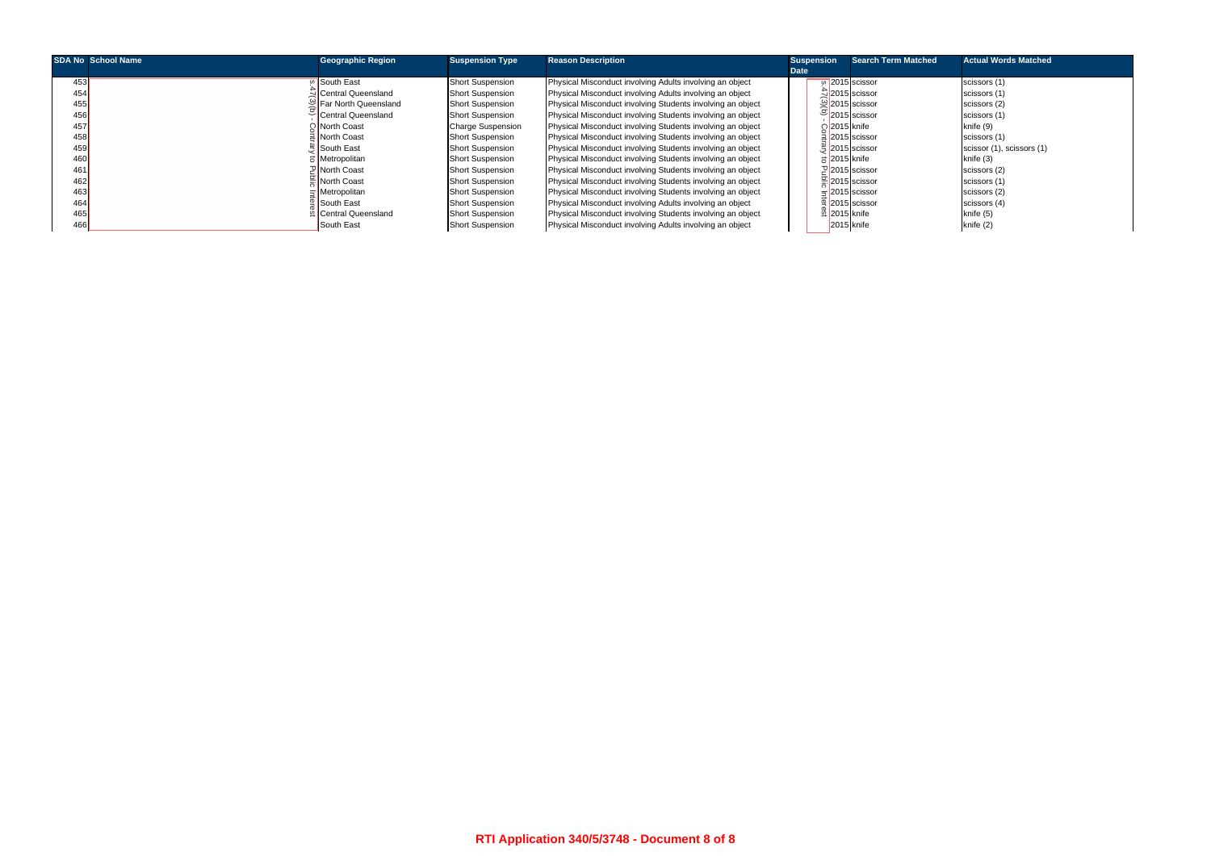| SDA No | School Name | Geographic Region | Suspension Type | Reason Description | Suspension Date | Search Term Matched | Actual Words Matched |
|---|---|---|---|---|---|---|---|
| 453 | s.47(3)(b) - Contrary to Public Interest | South East | Short Suspension | Physical Misconduct involving Adults involving an object | s.47(3)(b) - Contrary to Public Interest 2015 | scissor | scissors (1) |
| 454 | | Central Queensland | Short Suspension | Physical Misconduct involving Adults involving an object | 2015 | scissor | scissors (1) |
| 455 | | Far North Queensland | Short Suspension | Physical Misconduct involving Students involving an object | 2015 | scissor | scissors (2) |
| 456 | | Central Queensland | Short Suspension | Physical Misconduct involving Students involving an object | 2015 | scissor | scissors (1) |
| 457 | | North Coast | Charge Suspension | Physical Misconduct involving Students involving an object | 2015 | knife | knife (9) |
| 458 | | North Coast | Short Suspension | Physical Misconduct involving Students involving an object | 2015 | scissor | scissors (1) |
| 459 | | South East | Short Suspension | Physical Misconduct involving Students involving an object | 2015 | scissor | scissor (1), scissors (1) |
| 460 | | Metropolitan | Short Suspension | Physical Misconduct involving Students involving an object | 2015 | knife | knife (3) |
| 461 | | North Coast | Short Suspension | Physical Misconduct involving Students involving an object | 2015 | scissor | scissors (2) |
| 462 | | North Coast | Short Suspension | Physical Misconduct involving Students involving an object | 2015 | scissor | scissors (1) |
| 463 | | Metropolitan | Short Suspension | Physical Misconduct involving Students involving an object | 2015 | scissor | scissors (2) |
| 464 | | South East | Short Suspension | Physical Misconduct involving Adults involving an object | 2015 | scissor | scissors (4) |
| 465 | | Central Queensland | Short Suspension | Physical Misconduct involving Students involving an object | 2015 | knife | knife (5) |
| 466 | | South East | Short Suspension | Physical Misconduct involving Adults involving an object | 2015 | knife | knife (2) |

**RTI Application 340/5/3748 - Document 8 of 8**